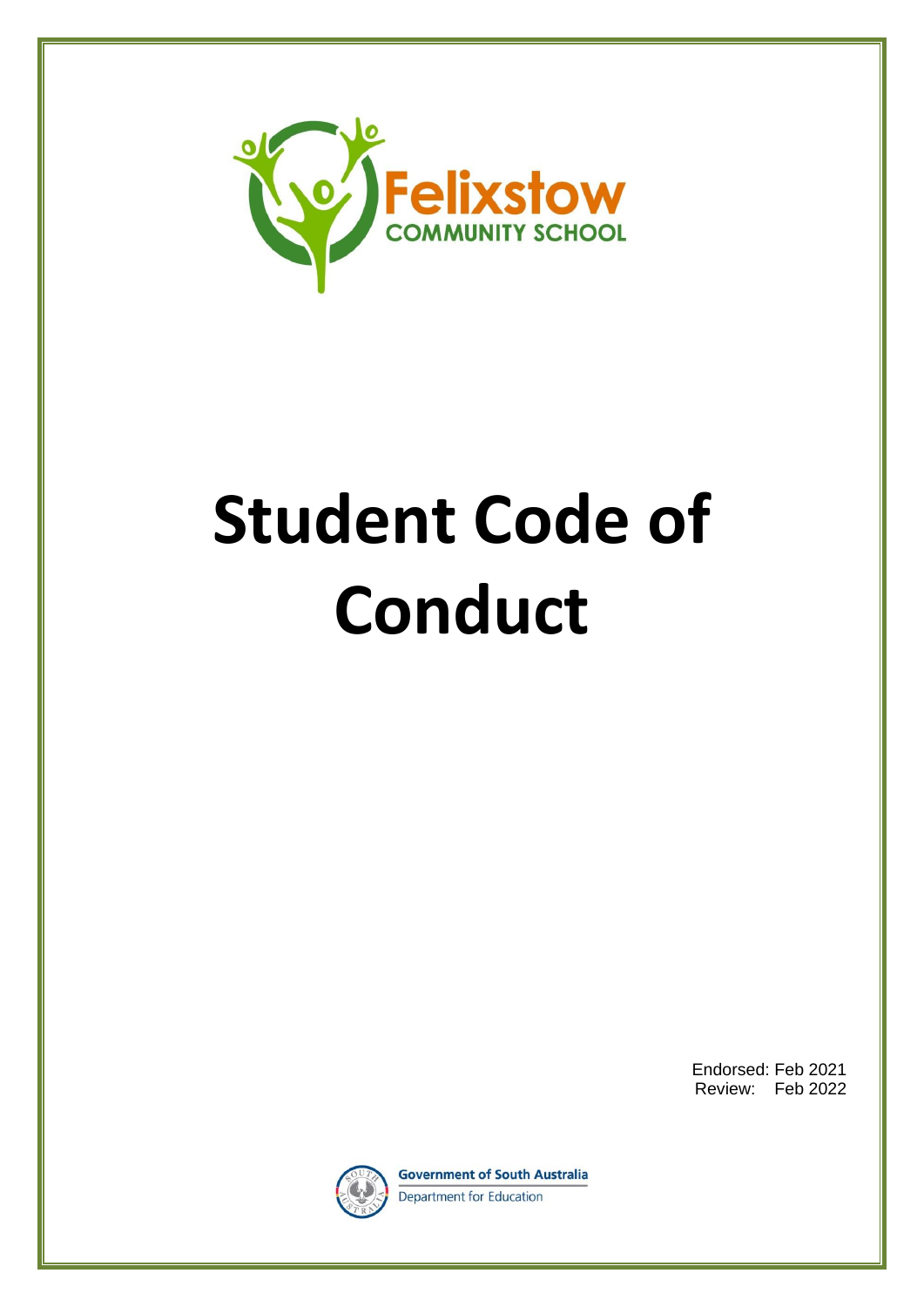Felixstow

COMMUNITY SCHOOL

# Student Code of Conduct

Endorsed: Feb 2021
Review: Feb 2022

Government of South Australia
Department for Education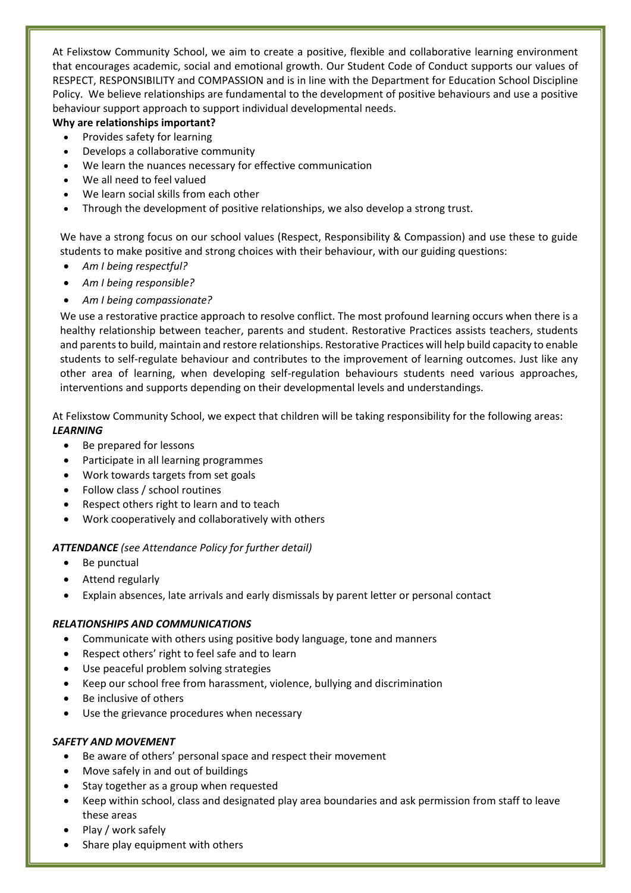At Felixstow Community School, we aim to create a positive, flexible and collaborative learning environment that encourages academic, social and emotional growth. Our Student Code of Conduct supports our values of RESPECT, RESPONSIBILITY and COMPASSION and is in line with the Department for Education School Discipline Policy. We believe relationships are fundamental to the development of positive behaviours and use a positive behaviour support approach to support individual developmental needs.

**Why are relationships important?**

- Provides safety for learning
- Develops a collaborative community
- We learn the nuances necessary for effective communication
- We all need to feel valued
- We learn social skills from each other
- Through the development of positive relationships, we also develop a strong trust.

We have a strong focus on our school values (Respect, Responsibility & Compassion) and use these to guide students to make positive and strong choices with their behaviour, with our guiding questions:

- *Am I being respectful?*
- *Am I being responsible?*
- *Am I being compassionate?*

We use a restorative practice approach to resolve conflict. The most profound learning occurs when there is a healthy relationship between teacher, parents and student. Restorative Practices assists teachers, students and parents to build, maintain and restore relationships. Restorative Practices will help build capacity to enable students to self-regulate behaviour and contributes to the improvement of learning outcomes. Just like any other area of learning, when developing self-regulation behaviours students need various approaches, interventions and supports depending on their developmental levels and understandings.

At Felixstow Community School, we expect that children will be taking responsibility for the following areas:

***LEARNING***

- Be prepared for lessons
- Participate in all learning programmes
- Work towards targets from set goals
- Follow class / school routines
- Respect others right to learn and to teach
- Work cooperatively and collaboratively with others

***ATTENDANCE*** *(see Attendance Policy for further detail)*

- Be punctual
- Attend regularly
- Explain absences, late arrivals and early dismissals by parent letter or personal contact

***RELATIONSHIPS AND COMMUNICATIONS***

- Communicate with others using positive body language, tone and manners
- Respect others' right to feel safe and to learn
- Use peaceful problem solving strategies
- Keep our school free from harassment, violence, bullying and discrimination
- Be inclusive of others
- Use the grievance procedures when necessary

***SAFETY AND MOVEMENT***

- Be aware of others' personal space and respect their movement
- Move safely in and out of buildings
- Stay together as a group when requested
- Keep within school, class and designated play area boundaries and ask permission from staff to leave these areas
- Play / work safely
- Share play equipment with others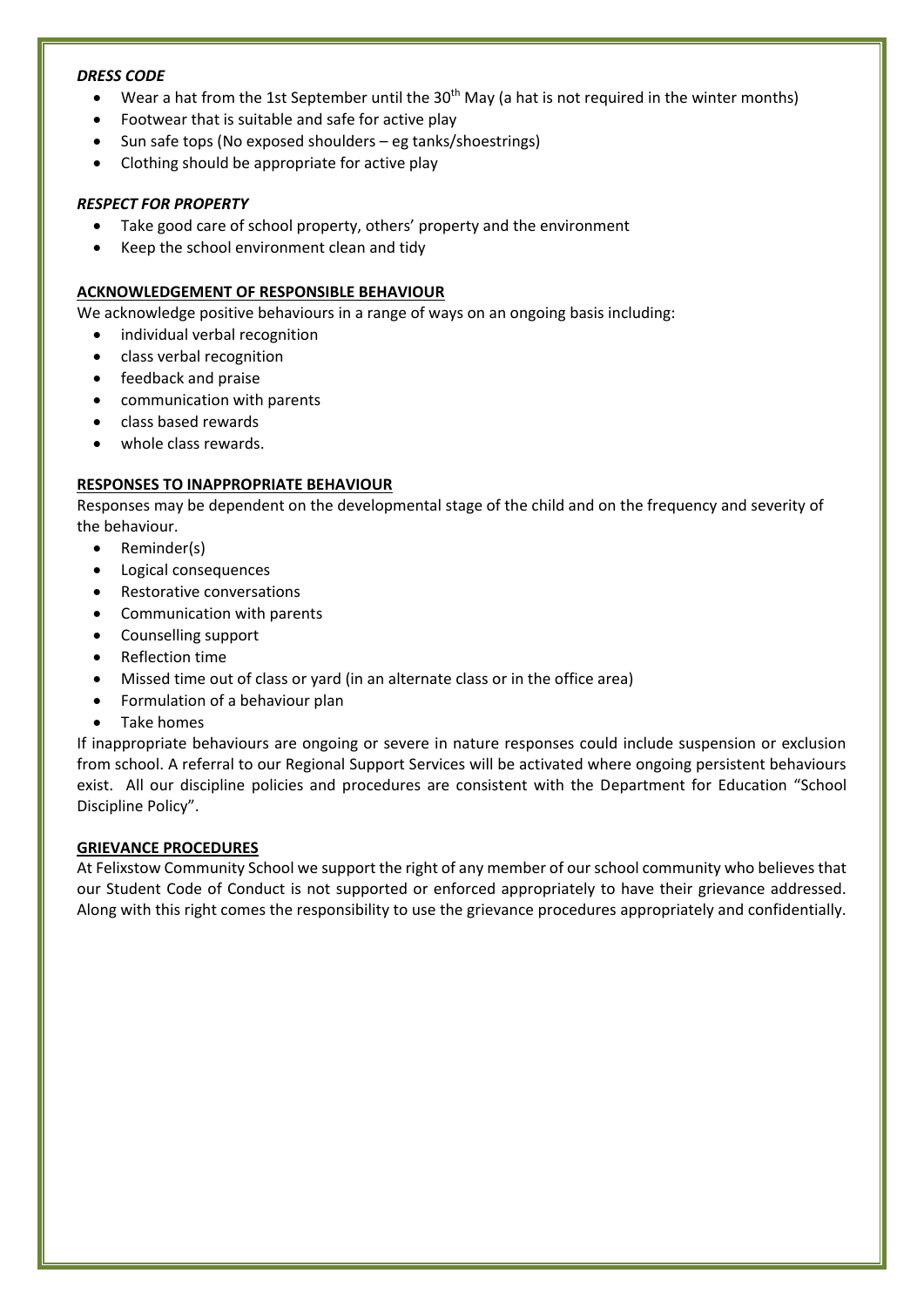***DRESS CODE***

- Wear a hat from the 1st September until the 30th May (a hat is not required in the winter months)
- Footwear that is suitable and safe for active play
- Sun safe tops (No exposed shoulders – eg tanks/shoestrings)
- Clothing should be appropriate for active play

***RESPECT FOR PROPERTY***

- Take good care of school property, others' property and the environment
- Keep the school environment clean and tidy

**ACKNOWLEDGEMENT OF RESPONSIBLE BEHAVIOUR**

We acknowledge positive behaviours in a range of ways on an ongoing basis including:

- individual verbal recognition
- class verbal recognition
- feedback and praise
- communication with parents
- class based rewards
- whole class rewards.

**RESPONSES TO INAPPROPRIATE BEHAVIOUR**

Responses may be dependent on the developmental stage of the child and on the frequency and severity of the behaviour.

- Reminder(s)
- Logical consequences
- Restorative conversations
- Communication with parents
- Counselling support
- Reflection time
- Missed time out of class or yard (in an alternate class or in the office area)
- Formulation of a behaviour plan
- Take homes

If inappropriate behaviours are ongoing or severe in nature responses could include suspension or exclusion from school. A referral to our Regional Support Services will be activated where ongoing persistent behaviours exist. All our discipline policies and procedures are consistent with the Department for Education "School Discipline Policy".

**GRIEVANCE PROCEDURES**

At Felixstow Community School we support the right of any member of our school community who believes that our Student Code of Conduct is not supported or enforced appropriately to have their grievance addressed. Along with this right comes the responsibility to use the grievance procedures appropriately and confidentially.